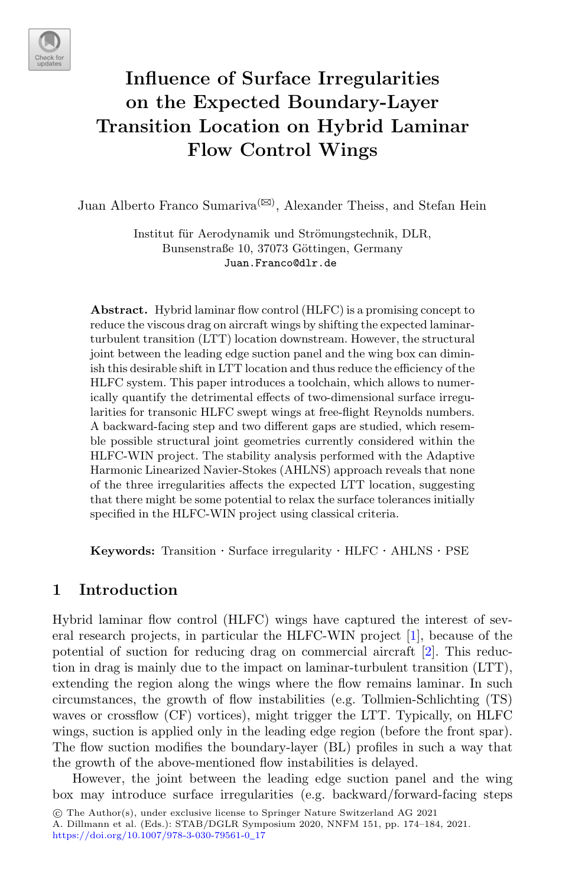# Influence of Surface Irregularities on the Expected Boundary-Layer Transition Location on Hybrid Laminar Flow Control Wings

Juan Alberto Franco Sumariva(✉), Alexander Theiss, and Stefan Hein

Institut für Aerodynamik und Strömungstechnik, DLR,
Bunsenstraße 10, 37073 Göttingen, Germany
Juan.Franco@dlr.de

**Abstract.** Hybrid laminar flow control (HLFC) is a promising concept to reduce the viscous drag on aircraft wings by shifting the expected laminar-turbulent transition (LTT) location downstream. However, the structural joint between the leading edge suction panel and the wing box can diminish this desirable shift in LTT location and thus reduce the efficiency of the HLFC system. This paper introduces a toolchain, which allows to numerically quantify the detrimental effects of two-dimensional surface irregularities for transonic HLFC swept wings at free-flight Reynolds numbers. A backward-facing step and two different gaps are studied, which resemble possible structural joint geometries currently considered within the HLFC-WIN project. The stability analysis performed with the Adaptive Harmonic Linearized Navier-Stokes (AHLNS) approach reveals that none of the three irregularities affects the expected LTT location, suggesting that there might be some potential to relax the surface tolerances initially specified in the HLFC-WIN project using classical criteria.

**Keywords:** Transition · Surface irregularity · HLFC · AHLNS · PSE

## 1 Introduction

Hybrid laminar flow control (HLFC) wings have captured the interest of several research projects, in particular the HLFC-WIN project [1], because of the potential of suction for reducing drag on commercial aircraft [2]. This reduction in drag is mainly due to the impact on laminar-turbulent transition (LTT), extending the region along the wings where the flow remains laminar. In such circumstances, the growth of flow instabilities (e.g. Tollmien-Schlichting (TS) waves or crossflow (CF) vortices), might trigger the LTT. Typically, on HLFC wings, suction is applied only in the leading edge region (before the front spar). The flow suction modifies the boundary-layer (BL) profiles in such a way that the growth of the above-mentioned flow instabilities is delayed.

However, the joint between the leading edge suction panel and the wing box may introduce surface irregularities (e.g. backward/forward-facing steps

© The Author(s), under exclusive license to Springer Nature Switzerland AG 2021
A. Dillmann et al. (Eds.): STAB/DGLR Symposium 2020, NNFM 151, pp. 174–184, 2021.
https://doi.org/10.1007/978-3-030-79561-0_17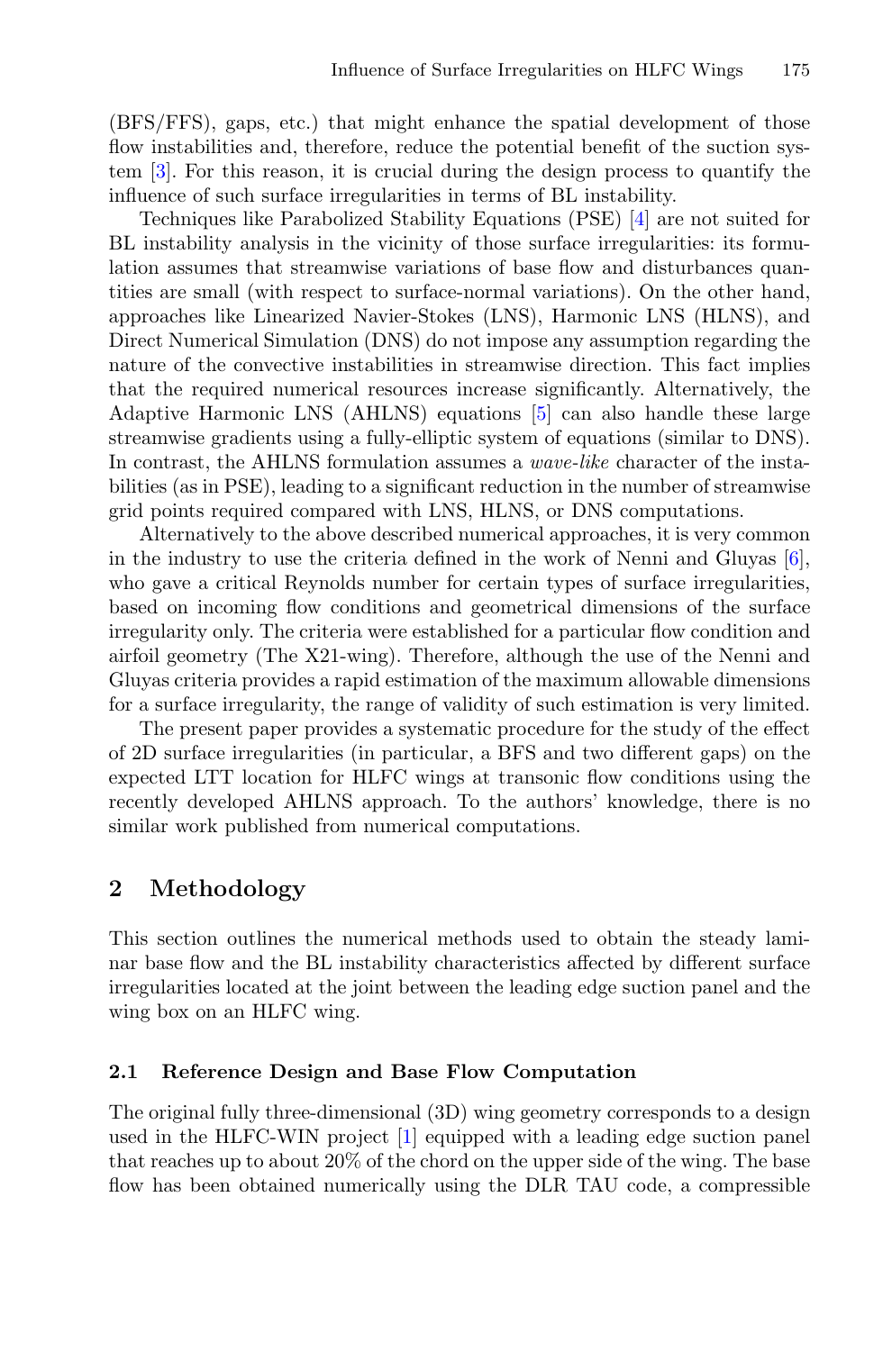(BFS/FFS), gaps, etc.) that might enhance the spatial development of those flow instabilities and, therefore, reduce the potential benefit of the suction system [3]. For this reason, it is crucial during the design process to quantify the influence of such surface irregularities in terms of BL instability.

Techniques like Parabolized Stability Equations (PSE) [4] are not suited for BL instability analysis in the vicinity of those surface irregularities: its formulation assumes that streamwise variations of base flow and disturbances quantities are small (with respect to surface-normal variations). On the other hand, approaches like Linearized Navier-Stokes (LNS), Harmonic LNS (HLNS), and Direct Numerical Simulation (DNS) do not impose any assumption regarding the nature of the convective instabilities in streamwise direction. This fact implies that the required numerical resources increase significantly. Alternatively, the Adaptive Harmonic LNS (AHLNS) equations [5] can also handle these large streamwise gradients using a fully-elliptic system of equations (similar to DNS). In contrast, the AHLNS formulation assumes a *wave-like* character of the instabilities (as in PSE), leading to a significant reduction in the number of streamwise grid points required compared with LNS, HLNS, or DNS computations.

Alternatively to the above described numerical approaches, it is very common in the industry to use the criteria defined in the work of Nenni and Gluyas [6], who gave a critical Reynolds number for certain types of surface irregularities, based on incoming flow conditions and geometrical dimensions of the surface irregularity only. The criteria were established for a particular flow condition and airfoil geometry (The X21-wing). Therefore, although the use of the Nenni and Gluyas criteria provides a rapid estimation of the maximum allowable dimensions for a surface irregularity, the range of validity of such estimation is very limited.

The present paper provides a systematic procedure for the study of the effect of 2D surface irregularities (in particular, a BFS and two different gaps) on the expected LTT location for HLFC wings at transonic flow conditions using the recently developed AHLNS approach. To the authors' knowledge, there is no similar work published from numerical computations.

## 2 Methodology

This section outlines the numerical methods used to obtain the steady laminar base flow and the BL instability characteristics affected by different surface irregularities located at the joint between the leading edge suction panel and the wing box on an HLFC wing.

### 2.1 Reference Design and Base Flow Computation

The original fully three-dimensional (3D) wing geometry corresponds to a design used in the HLFC-WIN project [1] equipped with a leading edge suction panel that reaches up to about 20% of the chord on the upper side of the wing. The base flow has been obtained numerically using the DLR TAU code, a compressible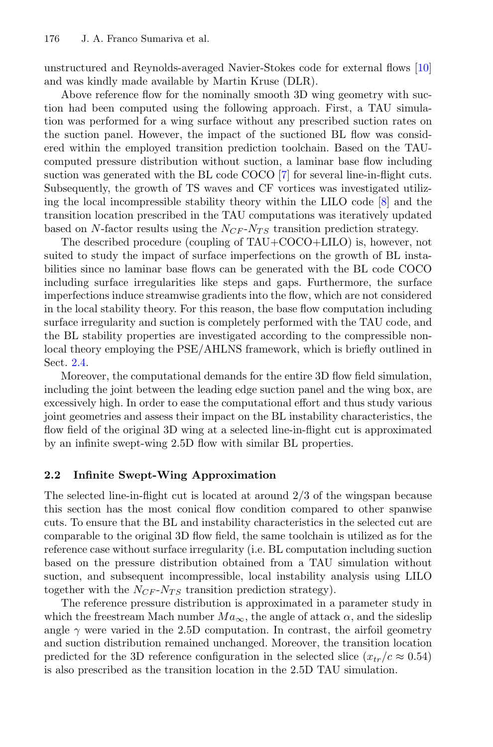unstructured and Reynolds-averaged Navier-Stokes code for external flows [10] and was kindly made available by Martin Kruse (DLR).

Above reference flow for the nominally smooth 3D wing geometry with suction had been computed using the following approach. First, a TAU simulation was performed for a wing surface without any prescribed suction rates on the suction panel. However, the impact of the suctioned BL flow was considered within the employed transition prediction toolchain. Based on the TAU-computed pressure distribution without suction, a laminar base flow including suction was generated with the BL code COCO [7] for several line-in-flight cuts. Subsequently, the growth of TS waves and CF vortices was investigated utilizing the local incompressible stability theory within the LILO code [8] and the transition location prescribed in the TAU computations was iteratively updated based on $N$-factor results using the $N_{CF}$-$N_{TS}$ transition prediction strategy.

The described procedure (coupling of TAU+COCO+LILO) is, however, not suited to study the impact of surface imperfections on the growth of BL instabilities since no laminar base flows can be generated with the BL code COCO including surface irregularities like steps and gaps. Furthermore, the surface imperfections induce streamwise gradients into the flow, which are not considered in the local stability theory. For this reason, the base flow computation including surface irregularity and suction is completely performed with the TAU code, and the BL stability properties are investigated according to the compressible non-local theory employing the PSE/AHLNS framework, which is briefly outlined in Sect. 2.4.

Moreover, the computational demands for the entire 3D flow field simulation, including the joint between the leading edge suction panel and the wing box, are excessively high. In order to ease the computational effort and thus study various joint geometries and assess their impact on the BL instability characteristics, the flow field of the original 3D wing at a selected line-in-flight cut is approximated by an infinite swept-wing 2.5D flow with similar BL properties.

### 2.2 Infinite Swept-Wing Approximation

The selected line-in-flight cut is located at around 2/3 of the wingspan because this section has the most conical flow condition compared to other spanwise cuts. To ensure that the BL and instability characteristics in the selected cut are comparable to the original 3D flow field, the same toolchain is utilized as for the reference case without surface irregularity (i.e. BL computation including suction based on the pressure distribution obtained from a TAU simulation without suction, and subsequent incompressible, local instability analysis using LILO together with the $N_{CF}$-$N_{TS}$ transition prediction strategy).

The reference pressure distribution is approximated in a parameter study in which the freestream Mach number $Ma_{\infty}$, the angle of attack $\alpha$, and the sideslip angle $\gamma$ were varied in the 2.5D computation. In contrast, the airfoil geometry and suction distribution remained unchanged. Moreover, the transition location predicted for the 3D reference configuration in the selected slice ($x_{tr}/c \approx 0.54$) is also prescribed as the transition location in the 2.5D TAU simulation.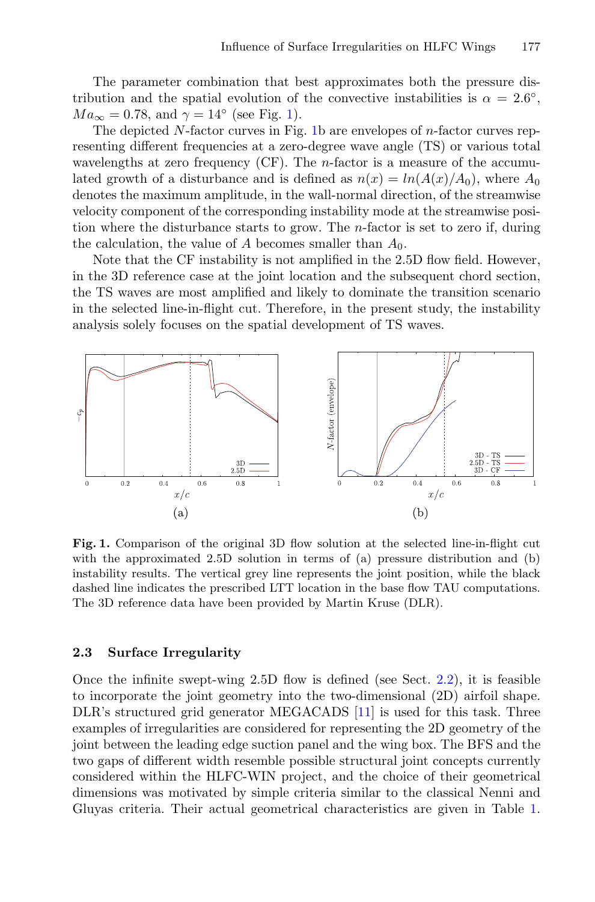The parameter combination that best approximates both the pressure distribution and the spatial evolution of the convective instabilities is $\alpha = 2.6°$, $Ma_{\infty} = 0.78$, and $\gamma = 14°$ (see Fig. 1).

The depicted $N$-factor curves in Fig. 1b are envelopes of $n$-factor curves representing different frequencies at a zero-degree wave angle (TS) or various total wavelengths at zero frequency (CF). The $n$-factor is a measure of the accumulated growth of a disturbance and is defined as $n(x) = ln(A(x)/A_0)$, where $A_0$ denotes the maximum amplitude, in the wall-normal direction, of the streamwise velocity component of the corresponding instability mode at the streamwise position where the disturbance starts to grow. The $n$-factor is set to zero if, during the calculation, the value of $A$ becomes smaller than $A_0$.

Note that the CF instability is not amplified in the 2.5D flow field. However, in the 3D reference case at the joint location and the subsequent chord section, the TS waves are most amplified and likely to dominate the transition scenario in the selected line-in-flight cut. Therefore, in the present study, the instability analysis solely focuses on the spatial development of TS waves.

**Fig. 1.** Comparison of the original 3D flow solution at the selected line-in-flight cut with the approximated 2.5D solution in terms of (a) pressure distribution and (b) instability results. The vertical grey line represents the joint position, while the black dashed line indicates the prescribed LTT location in the base flow TAU computations. The 3D reference data have been provided by Martin Kruse (DLR).

### 2.3 Surface Irregularity

Once the infinite swept-wing 2.5D flow is defined (see Sect. 2.2), it is feasible to incorporate the joint geometry into the two-dimensional (2D) airfoil shape. DLR's structured grid generator MEGACADS [11] is used for this task. Three examples of irregularities are considered for representing the 2D geometry of the joint between the leading edge suction panel and the wing box. The BFS and the two gaps of different width resemble possible structural joint concepts currently considered within the HLFC-WIN project, and the choice of their geometrical dimensions was motivated by simple criteria similar to the classical Nenni and Gluyas criteria. Their actual geometrical characteristics are given in Table 1.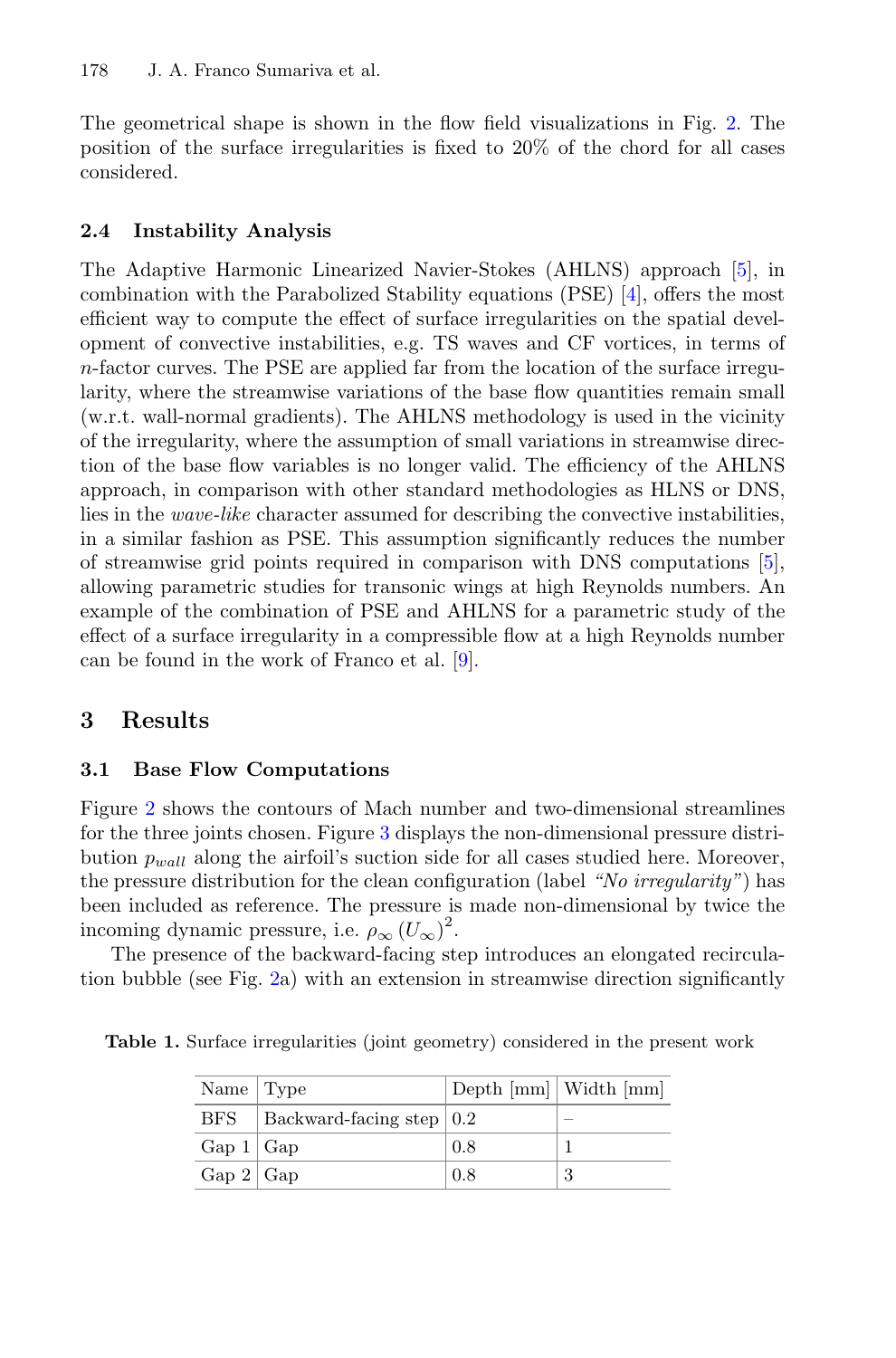The geometrical shape is shown in the flow field visualizations in Fig. 2. The position of the surface irregularities is fixed to 20% of the chord for all cases considered.

### 2.4 Instability Analysis

The Adaptive Harmonic Linearized Navier-Stokes (AHLNS) approach [5], in combination with the Parabolized Stability equations (PSE) [4], offers the most efficient way to compute the effect of surface irregularities on the spatial development of convective instabilities, e.g. TS waves and CF vortices, in terms of $n$-factor curves. The PSE are applied far from the location of the surface irregularity, where the streamwise variations of the base flow quantities remain small (w.r.t. wall-normal gradients). The AHLNS methodology is used in the vicinity of the irregularity, where the assumption of small variations in streamwise direction of the base flow variables is no longer valid. The efficiency of the AHLNS approach, in comparison with other standard methodologies as HLNS or DNS, lies in the *wave-like* character assumed for describing the convective instabilities, in a similar fashion as PSE. This assumption significantly reduces the number of streamwise grid points required in comparison with DNS computations [5], allowing parametric studies for transonic wings at high Reynolds numbers. An example of the combination of PSE and AHLNS for a parametric study of the effect of a surface irregularity in a compressible flow at a high Reynolds number can be found in the work of Franco et al. [9].

## 3 Results

### 3.1 Base Flow Computations

Figure 2 shows the contours of Mach number and two-dimensional streamlines for the three joints chosen. Figure 3 displays the non-dimensional pressure distribution $p_{wall}$ along the airfoil's suction side for all cases studied here. Moreover, the pressure distribution for the clean configuration (label *"No irregularity"*) has been included as reference. The pressure is made non-dimensional by twice the incoming dynamic pressure, i.e. $\rho_\infty (U_\infty)^2$.

The presence of the backward-facing step introduces an elongated recirculation bubble (see Fig. 2a) with an extension in streamwise direction significantly

**Table 1.** Surface irregularities (joint geometry) considered in the present work

| Name | Type | Depth [mm] | Width [mm] |
|---|---|---|---|
| BFS | Backward-facing step | 0.2 | – |
| Gap 1 | Gap | 0.8 | 1 |
| Gap 2 | Gap | 0.8 | 3 |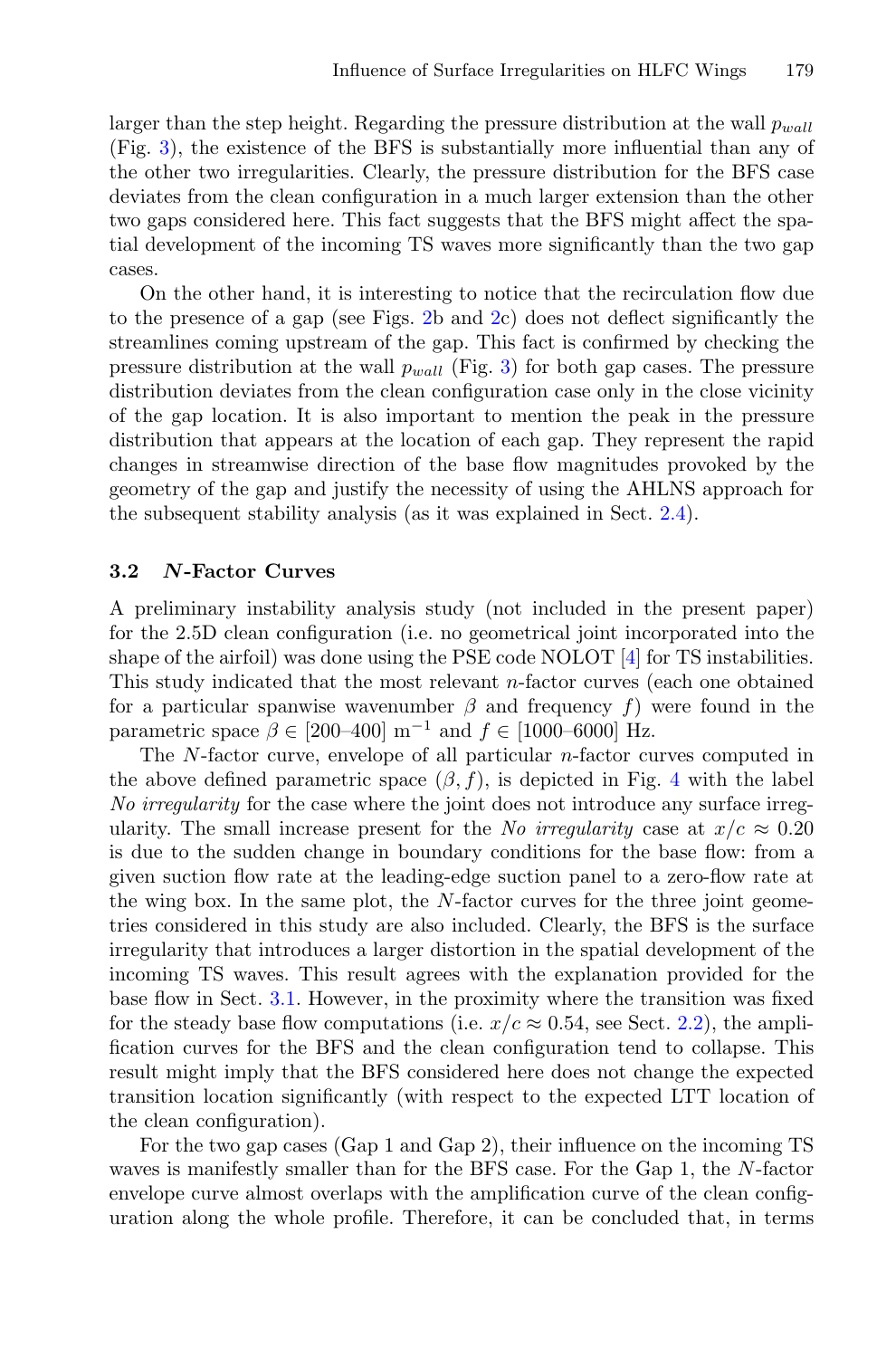larger than the step height. Regarding the pressure distribution at the wall $p_{wall}$ (Fig. 3), the existence of the BFS is substantially more influential than any of the other two irregularities. Clearly, the pressure distribution for the BFS case deviates from the clean configuration in a much larger extension than the other two gaps considered here. This fact suggests that the BFS might affect the spatial development of the incoming TS waves more significantly than the two gap cases.

On the other hand, it is interesting to notice that the recirculation flow due to the presence of a gap (see Figs. 2b and 2c) does not deflect significantly the streamlines coming upstream of the gap. This fact is confirmed by checking the pressure distribution at the wall $p_{wall}$ (Fig. 3) for both gap cases. The pressure distribution deviates from the clean configuration case only in the close vicinity of the gap location. It is also important to mention the peak in the pressure distribution that appears at the location of each gap. They represent the rapid changes in streamwise direction of the base flow magnitudes provoked by the geometry of the gap and justify the necessity of using the AHLNS approach for the subsequent stability analysis (as it was explained in Sect. 2.4).

### 3.2 *N*-Factor Curves

A preliminary instability analysis study (not included in the present paper) for the 2.5D clean configuration (i.e. no geometrical joint incorporated into the shape of the airfoil) was done using the PSE code NOLOT [4] for TS instabilities. This study indicated that the most relevant $n$-factor curves (each one obtained for a particular spanwise wavenumber $\beta$ and frequency $f$) were found in the parametric space $\beta \in [200\text{–}400]\ \text{m}^{-1}$ and $f \in [1000\text{–}6000]$ Hz.

The $N$-factor curve, envelope of all particular $n$-factor curves computed in the above defined parametric space $(\beta, f)$, is depicted in Fig. 4 with the label *No irregularity* for the case where the joint does not introduce any surface irregularity. The small increase present for the *No irregularity* case at $x/c \approx 0.20$ is due to the sudden change in boundary conditions for the base flow: from a given suction flow rate at the leading-edge suction panel to a zero-flow rate at the wing box. In the same plot, the $N$-factor curves for the three joint geometries considered in this study are also included. Clearly, the BFS is the surface irregularity that introduces a larger distortion in the spatial development of the incoming TS waves. This result agrees with the explanation provided for the base flow in Sect. 3.1. However, in the proximity where the transition was fixed for the steady base flow computations (i.e. $x/c \approx 0.54$, see Sect. 2.2), the amplification curves for the BFS and the clean configuration tend to collapse. This result might imply that the BFS considered here does not change the expected transition location significantly (with respect to the expected LTT location of the clean configuration).

For the two gap cases (Gap 1 and Gap 2), their influence on the incoming TS waves is manifestly smaller than for the BFS case. For the Gap 1, the $N$-factor envelope curve almost overlaps with the amplification curve of the clean configuration along the whole profile. Therefore, it can be concluded that, in terms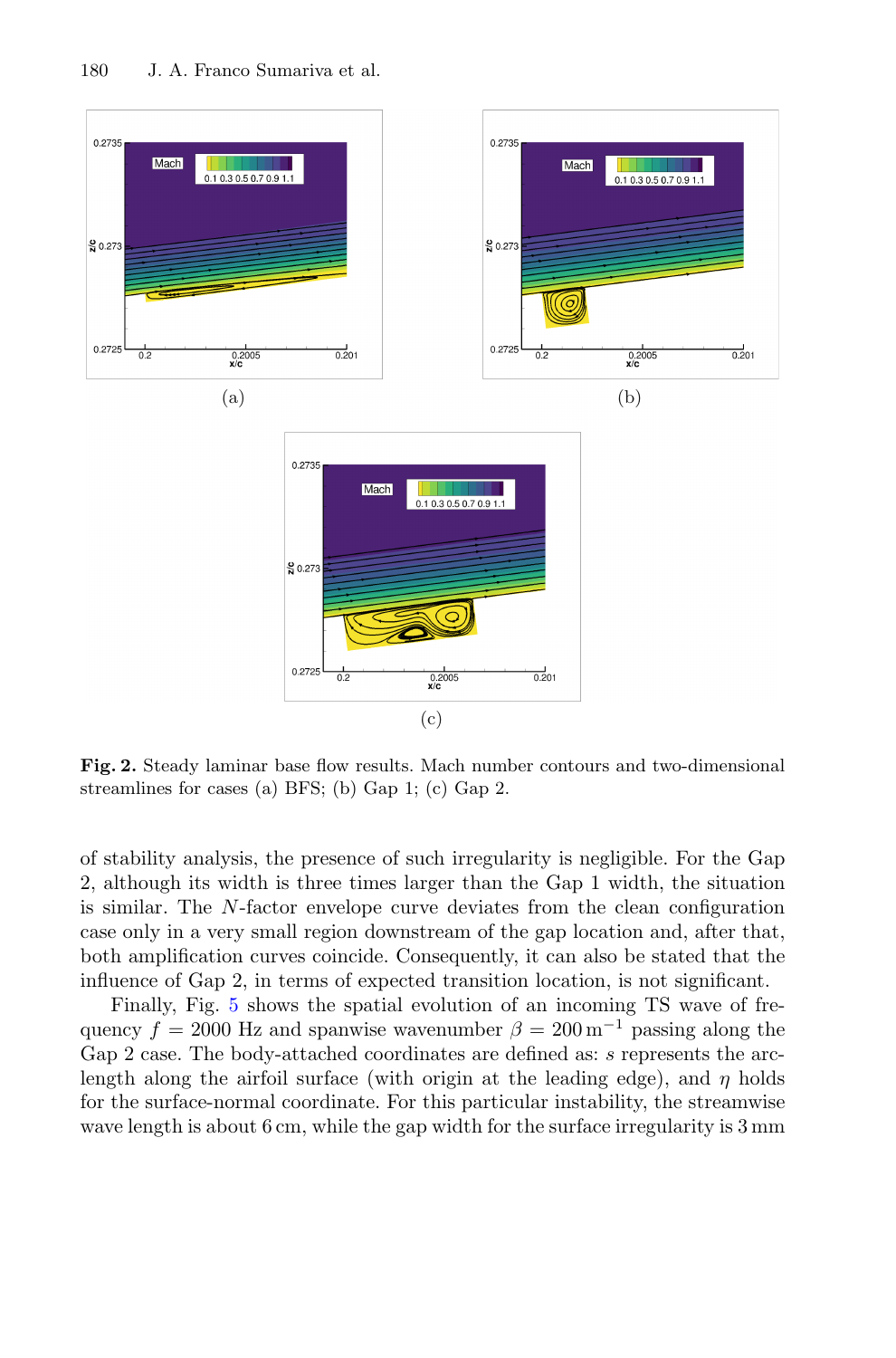**Fig. 2.** Steady laminar base flow results. Mach number contours and two-dimensional streamlines for cases (a) BFS; (b) Gap 1; (c) Gap 2.

of stability analysis, the presence of such irregularity is negligible. For the Gap 2, although its width is three times larger than the Gap 1 width, the situation is similar. The $N$-factor envelope curve deviates from the clean configuration case only in a very small region downstream of the gap location and, after that, both amplification curves coincide. Consequently, it can also be stated that the influence of Gap 2, in terms of expected transition location, is not significant.

Finally, Fig. 5 shows the spatial evolution of an incoming TS wave of frequency $f = 2000$ Hz and spanwise wavenumber $\beta = 200\,\mathrm{m}^{-1}$ passing along the Gap 2 case. The body-attached coordinates are defined as: $s$ represents the arc-length along the airfoil surface (with origin at the leading edge), and $\eta$ holds for the surface-normal coordinate. For this particular instability, the streamwise wave length is about 6 cm, while the gap width for the surface irregularity is 3 mm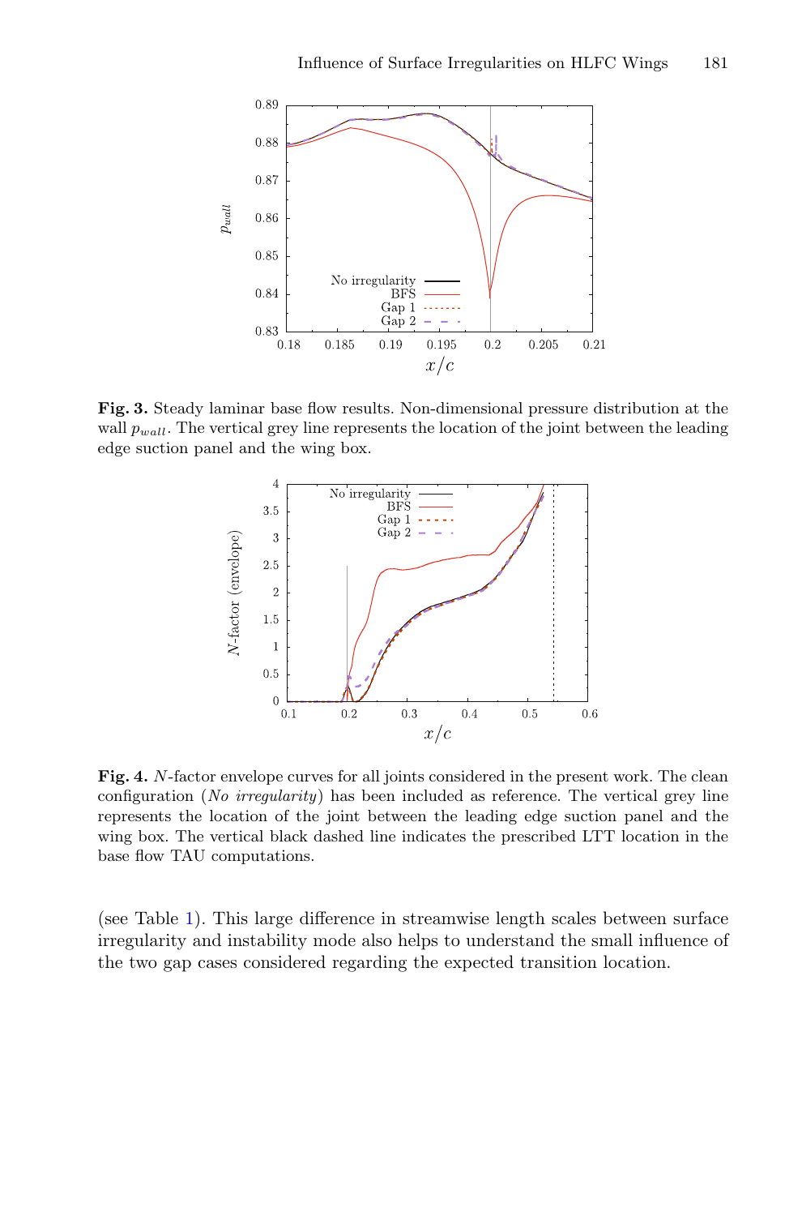**Fig. 3.** Steady laminar base flow results. Non-dimensional pressure distribution at the wall $p_{wall}$. The vertical grey line represents the location of the joint between the leading edge suction panel and the wing box.

**Fig. 4.** $N$-factor envelope curves for all joints considered in the present work. The clean configuration (*No irregularity*) has been included as reference. The vertical grey line represents the location of the joint between the leading edge suction panel and the wing box. The vertical black dashed line indicates the prescribed LTT location in the base flow TAU computations.

(see Table 1). This large difference in streamwise length scales between surface irregularity and instability mode also helps to understand the small influence of the two gap cases considered regarding the expected transition location.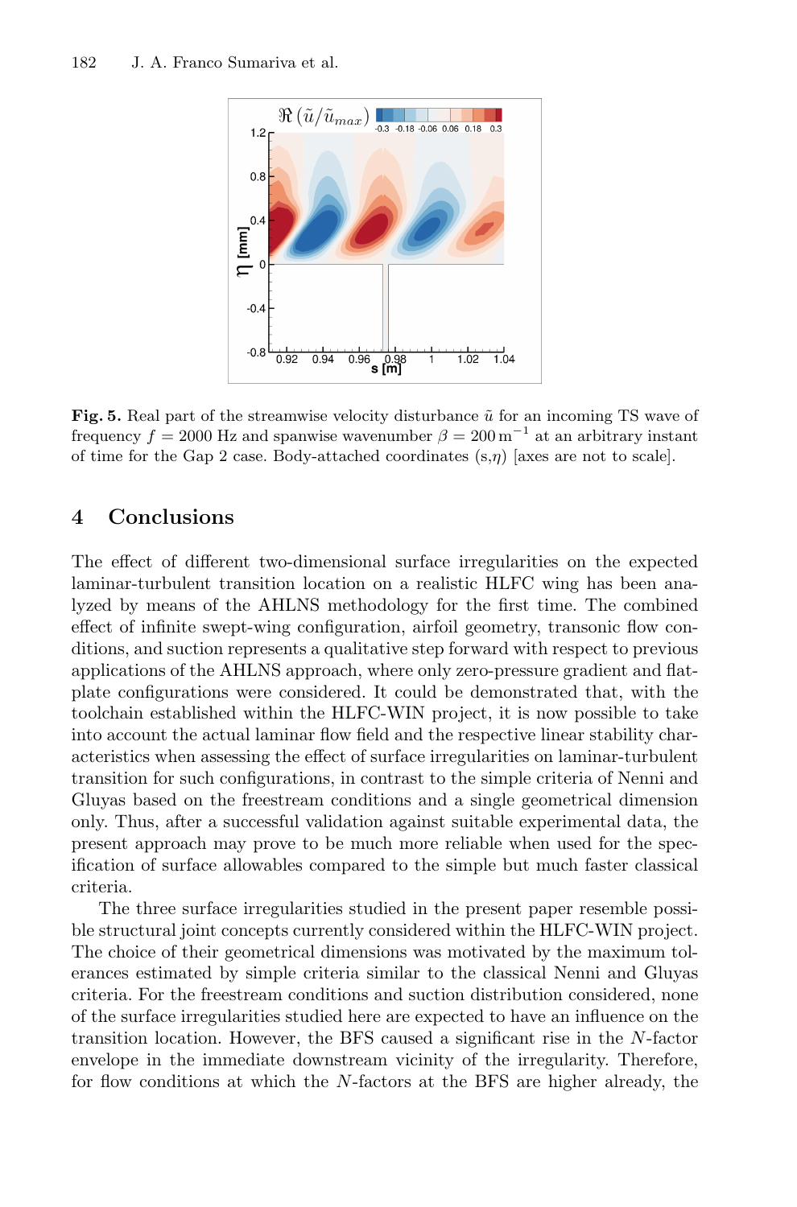**Fig. 5.** Real part of the streamwise velocity disturbance $\tilde{u}$ for an incoming TS wave of frequency $f = 2000$ Hz and spanwise wavenumber $\beta = 200\,\mathrm{m}^{-1}$ at an arbitrary instant of time for the Gap 2 case. Body-attached coordinates (s,$\eta$) [axes are not to scale].

## 4 Conclusions

The effect of different two-dimensional surface irregularities on the expected laminar-turbulent transition location on a realistic HLFC wing has been analyzed by means of the AHLNS methodology for the first time. The combined effect of infinite swept-wing configuration, airfoil geometry, transonic flow conditions, and suction represents a qualitative step forward with respect to previous applications of the AHLNS approach, where only zero-pressure gradient and flat-plate configurations were considered. It could be demonstrated that, with the toolchain established within the HLFC-WIN project, it is now possible to take into account the actual laminar flow field and the respective linear stability characteristics when assessing the effect of surface irregularities on laminar-turbulent transition for such configurations, in contrast to the simple criteria of Nenni and Gluyas based on the freestream conditions and a single geometrical dimension only. Thus, after a successful validation against suitable experimental data, the present approach may prove to be much more reliable when used for the specification of surface allowables compared to the simple but much faster classical criteria.

The three surface irregularities studied in the present paper resemble possible structural joint concepts currently considered within the HLFC-WIN project. The choice of their geometrical dimensions was motivated by the maximum tolerances estimated by simple criteria similar to the classical Nenni and Gluyas criteria. For the freestream conditions and suction distribution considered, none of the surface irregularities studied here are expected to have an influence on the transition location. However, the BFS caused a significant rise in the $N$-factor envelope in the immediate downstream vicinity of the irregularity. Therefore, for flow conditions at which the $N$-factors at the BFS are higher already, the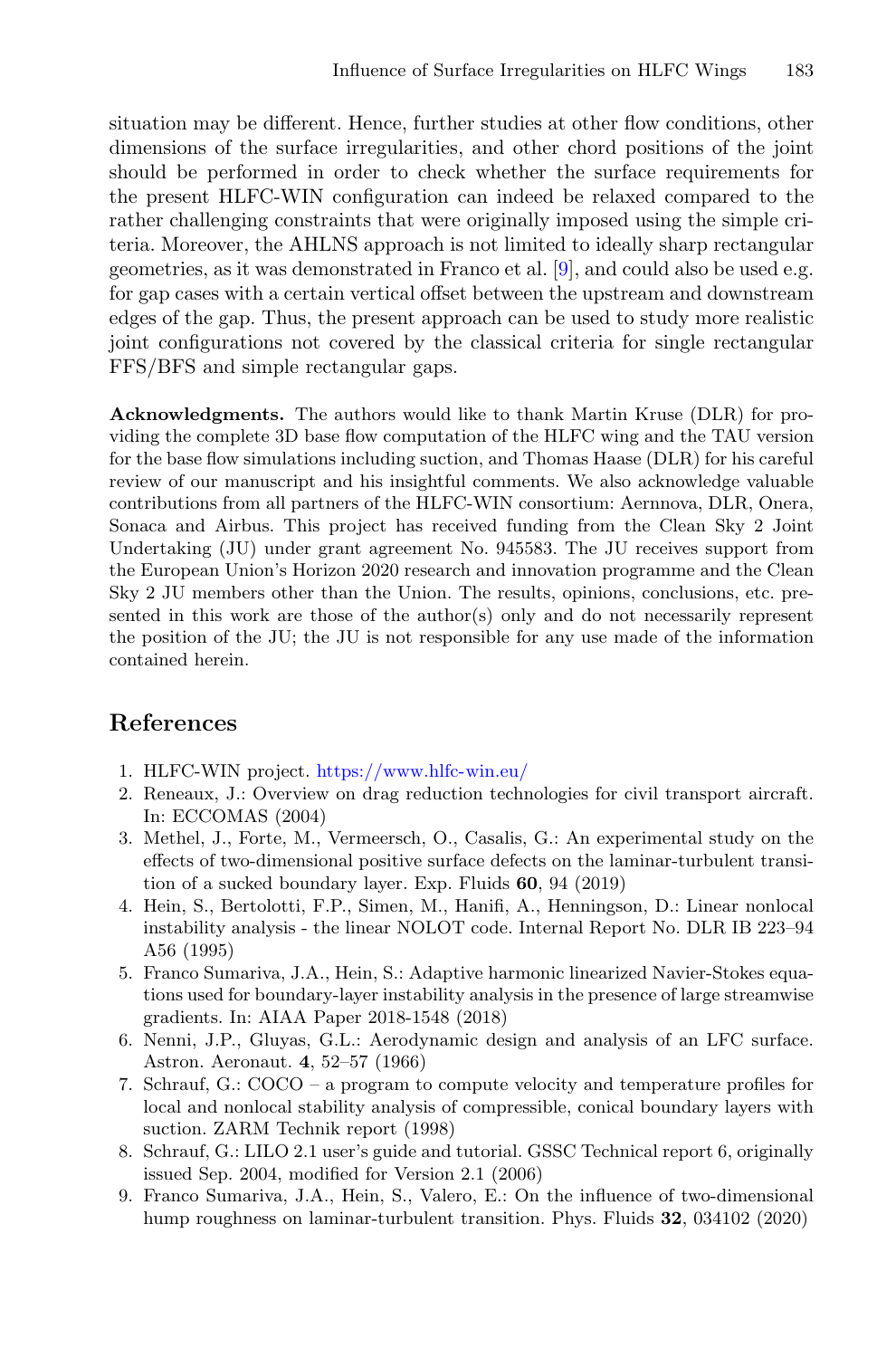situation may be different. Hence, further studies at other flow conditions, other dimensions of the surface irregularities, and other chord positions of the joint should be performed in order to check whether the surface requirements for the present HLFC-WIN configuration can indeed be relaxed compared to the rather challenging constraints that were originally imposed using the simple criteria. Moreover, the AHLNS approach is not limited to ideally sharp rectangular geometries, as it was demonstrated in Franco et al. [9], and could also be used e.g. for gap cases with a certain vertical offset between the upstream and downstream edges of the gap. Thus, the present approach can be used to study more realistic joint configurations not covered by the classical criteria for single rectangular FFS/BFS and simple rectangular gaps.

**Acknowledgments.** The authors would like to thank Martin Kruse (DLR) for providing the complete 3D base flow computation of the HLFC wing and the TAU version for the base flow simulations including suction, and Thomas Haase (DLR) for his careful review of our manuscript and his insightful comments. We also acknowledge valuable contributions from all partners of the HLFC-WIN consortium: Aernnova, DLR, Onera, Sonaca and Airbus. This project has received funding from the Clean Sky 2 Joint Undertaking (JU) under grant agreement No. 945583. The JU receives support from the European Union's Horizon 2020 research and innovation programme and the Clean Sky 2 JU members other than the Union. The results, opinions, conclusions, etc. presented in this work are those of the author(s) only and do not necessarily represent the position of the JU; the JU is not responsible for any use made of the information contained herein.

## References

1. HLFC-WIN project. https://www.hlfc-win.eu/
2. Reneaux, J.: Overview on drag reduction technologies for civil transport aircraft. In: ECCOMAS (2004)
3. Methel, J., Forte, M., Vermeersch, O., Casalis, G.: An experimental study on the effects of two-dimensional positive surface defects on the laminar-turbulent transition of a sucked boundary layer. Exp. Fluids **60**, 94 (2019)
4. Hein, S., Bertolotti, F.P., Simen, M., Hanifi, A., Henningson, D.: Linear nonlocal instability analysis - the linear NOLOT code. Internal Report No. DLR IB 223–94 A56 (1995)
5. Franco Sumariva, J.A., Hein, S.: Adaptive harmonic linearized Navier-Stokes equations used for boundary-layer instability analysis in the presence of large streamwise gradients. In: AIAA Paper 2018-1548 (2018)
6. Nenni, J.P., Gluyas, G.L.: Aerodynamic design and analysis of an LFC surface. Astron. Aeronaut. **4**, 52–57 (1966)
7. Schrauf, G.: COCO – a program to compute velocity and temperature profiles for local and nonlocal stability analysis of compressible, conical boundary layers with suction. ZARM Technik report (1998)
8. Schrauf, G.: LILO 2.1 user's guide and tutorial. GSSC Technical report 6, originally issued Sep. 2004, modified for Version 2.1 (2006)
9. Franco Sumariva, J.A., Hein, S., Valero, E.: On the influence of two-dimensional hump roughness on laminar-turbulent transition. Phys. Fluids **32**, 034102 (2020)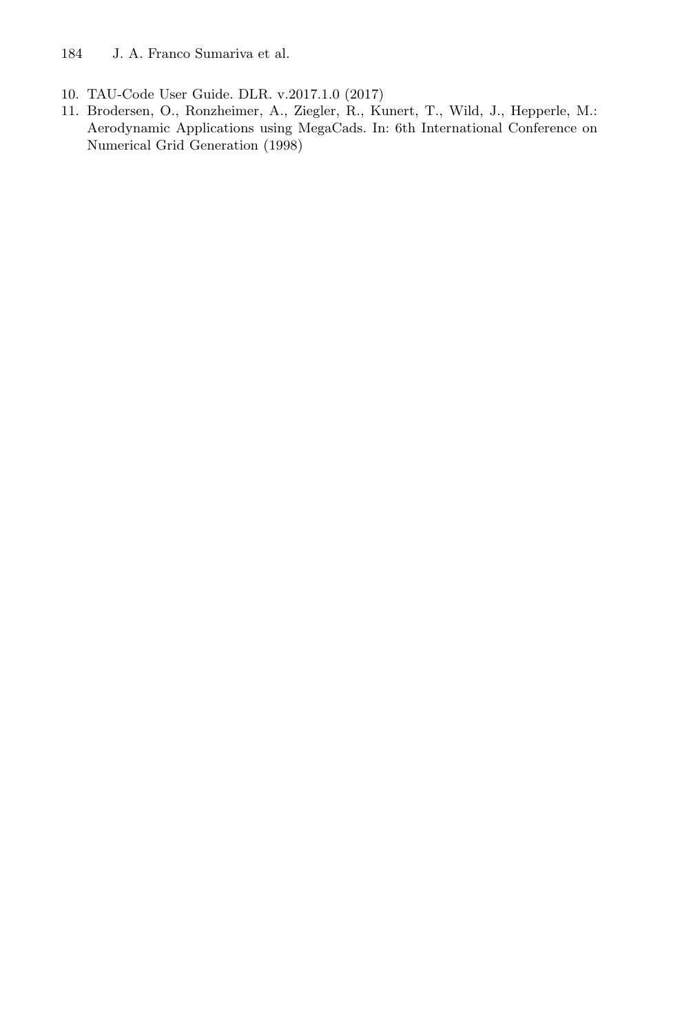10. TAU-Code User Guide. DLR. v.2017.1.0 (2017)
11. Brodersen, O., Ronzheimer, A., Ziegler, R., Kunert, T., Wild, J., Hepperle, M.: Aerodynamic Applications using MegaCads. In: 6th International Conference on Numerical Grid Generation (1998)